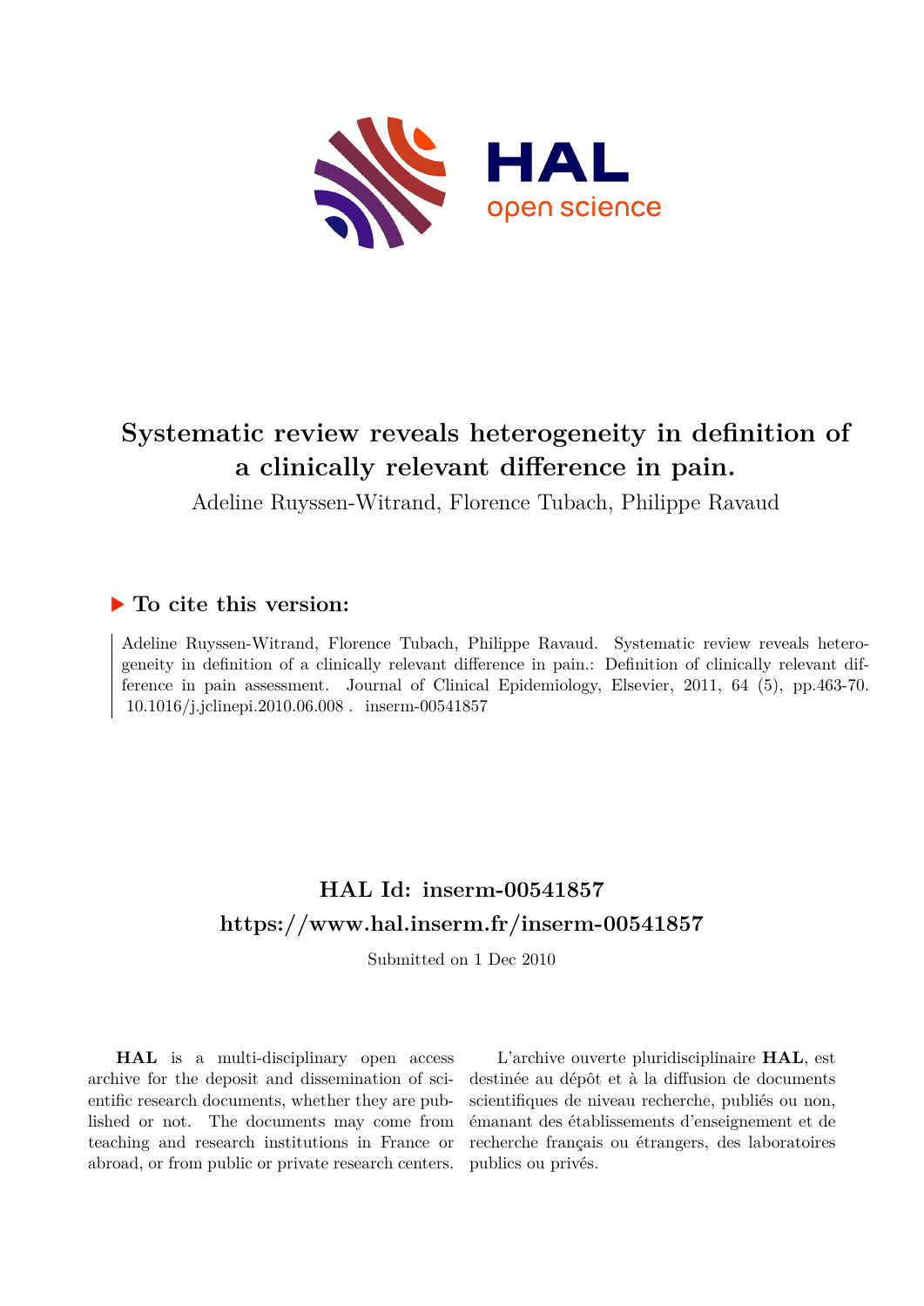# Systematic review reveals heterogeneity in definition of a clinically relevant difference in pain.

Adeline Ruyssen-Witrand, Florence Tubach, Philippe Ravaud

## ▶ To cite this version:

Adeline Ruyssen-Witrand, Florence Tubach, Philippe Ravaud. Systematic review reveals heterogeneity in definition of a clinically relevant difference in pain.: Definition of clinically relevant difference in pain assessment. Journal of Clinical Epidemiology, Elsevier, 2011, 64 (5), pp.463-70. 10.1016/j.jclinepi.2010.06.008 . inserm-00541857

## HAL Id: inserm-00541857

## https://www.hal.inserm.fr/inserm-00541857

Submitted on 1 Dec 2010

**HAL** is a multi-disciplinary open access archive for the deposit and dissemination of scientific research documents, whether they are published or not. The documents may come from teaching and research institutions in France or abroad, or from public or private research centers.

L'archive ouverte pluridisciplinaire **HAL**, est destinée au dépôt et à la diffusion de documents scientifiques de niveau recherche, publiés ou non, émanant des établissements d'enseignement et de recherche français ou étrangers, des laboratoires publics ou privés.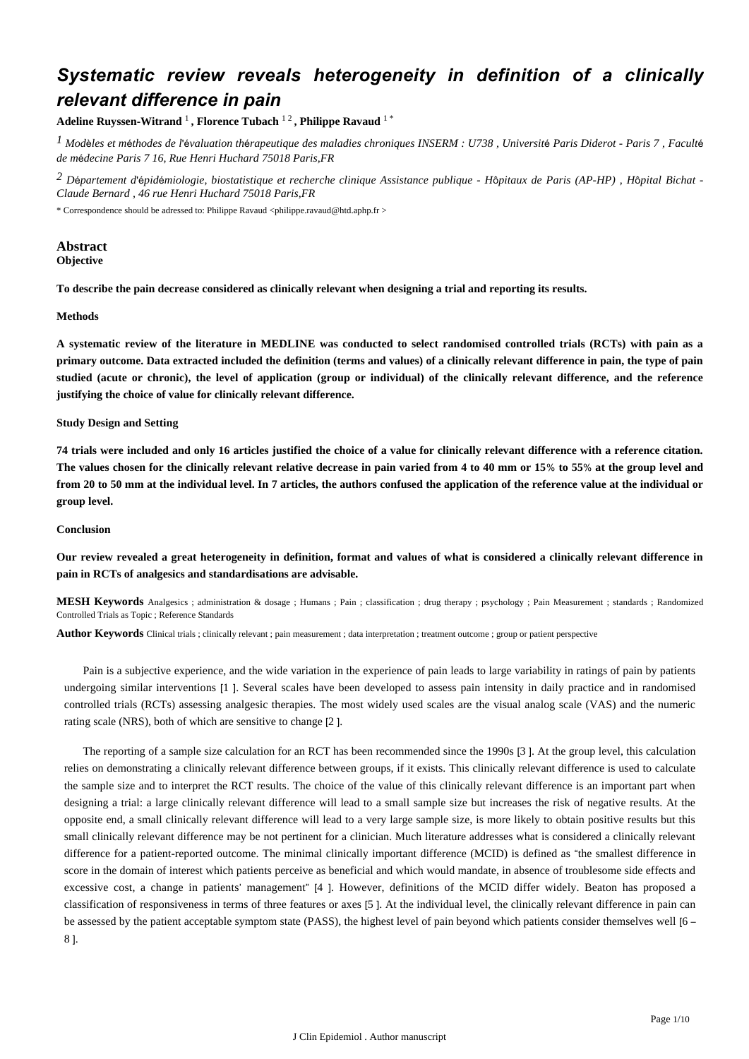# Systematic review reveals heterogeneity in definition of a clinically relevant difference in pain

**Adeline Ruyssen-Witrand** [1], **Florence Tubach** [1,2], **Philippe Ravaud** [1*]

[1] *Modèles et méthodes de l'évaluation thérapeutique des maladies chroniques INSERM : U738 , Université Paris Diderot - Paris 7 , Faculté de médecine Paris 7 16, Rue Henri Huchard 75018 Paris,FR*

[2] *Département d'épidémiologie, biostatistique et recherche clinique Assistance publique - Hôpitaux de Paris (AP-HP) , Hôpital Bichat - Claude Bernard , 46 rue Henri Huchard 75018 Paris,FR*

* Correspondence should be adressed to: Philippe Ravaud <philippe.ravaud@htd.aphp.fr >

## Abstract

**Objective**

**To describe the pain decrease considered as clinically relevant when designing a trial and reporting its results.**

**Methods**

**A systematic review of the literature in MEDLINE was conducted to select randomised controlled trials (RCTs) with pain as a primary outcome. Data extracted included the definition (terms and values) of a clinically relevant difference in pain, the type of pain studied (acute or chronic), the level of application (group or individual) of the clinically relevant difference, and the reference justifying the choice of value for clinically relevant difference.**

**Study Design and Setting**

**74 trials were included and only 16 articles justified the choice of a value for clinically relevant difference with a reference citation. The values chosen for the clinically relevant relative decrease in pain varied from 4 to 40 mm or 15% to 55% at the group level and from 20 to 50 mm at the individual level. In 7 articles, the authors confused the application of the reference value at the individual or group level.**

**Conclusion**

**Our review revealed a great heterogeneity in definition, format and values of what is considered a clinically relevant difference in pain in RCTs of analgesics and standardisations are advisable.**

**MESH Keywords** Analgesics ; administration & dosage ; Humans ; Pain ; classification ; drug therapy ; psychology ; Pain Measurement ; standards ; Randomized Controlled Trials as Topic ; Reference Standards

**Author Keywords** Clinical trials ; clinically relevant ; pain measurement ; data interpretation ; treatment outcome ; group or patient perspective

Pain is a subjective experience, and the wide variation in the experience of pain leads to large variability in ratings of pain by patients undergoing similar interventions [1 ]. Several scales have been developed to assess pain intensity in daily practice and in randomised controlled trials (RCTs) assessing analgesic therapies. The most widely used scales are the visual analog scale (VAS) and the numeric rating scale (NRS), both of which are sensitive to change [2 ].

The reporting of a sample size calculation for an RCT has been recommended since the 1990s [3 ]. At the group level, this calculation relies on demonstrating a clinically relevant difference between groups, if it exists. This clinically relevant difference is used to calculate the sample size and to interpret the RCT results. The choice of the value of this clinically relevant difference is an important part when designing a trial: a large clinically relevant difference will lead to a small sample size but increases the risk of negative results. At the opposite end, a small clinically relevant difference will lead to a very large sample size, is more likely to obtain positive results but this small clinically relevant difference may be not pertinent for a clinician. Much literature addresses what is considered a clinically relevant difference for a patient-reported outcome. The minimal clinically important difference (MCID) is defined as "the smallest difference in score in the domain of interest which patients perceive as beneficial and which would mandate, in absence of troublesome side effects and excessive cost, a change in patients' management" [4 ]. However, definitions of the MCID differ widely. Beaton has proposed a classification of responsiveness in terms of three features or axes [5 ]. At the individual level, the clinically relevant difference in pain can be assessed by the patient acceptable symptom state (PASS), the highest level of pain beyond which patients consider themselves well [6 – 8 ].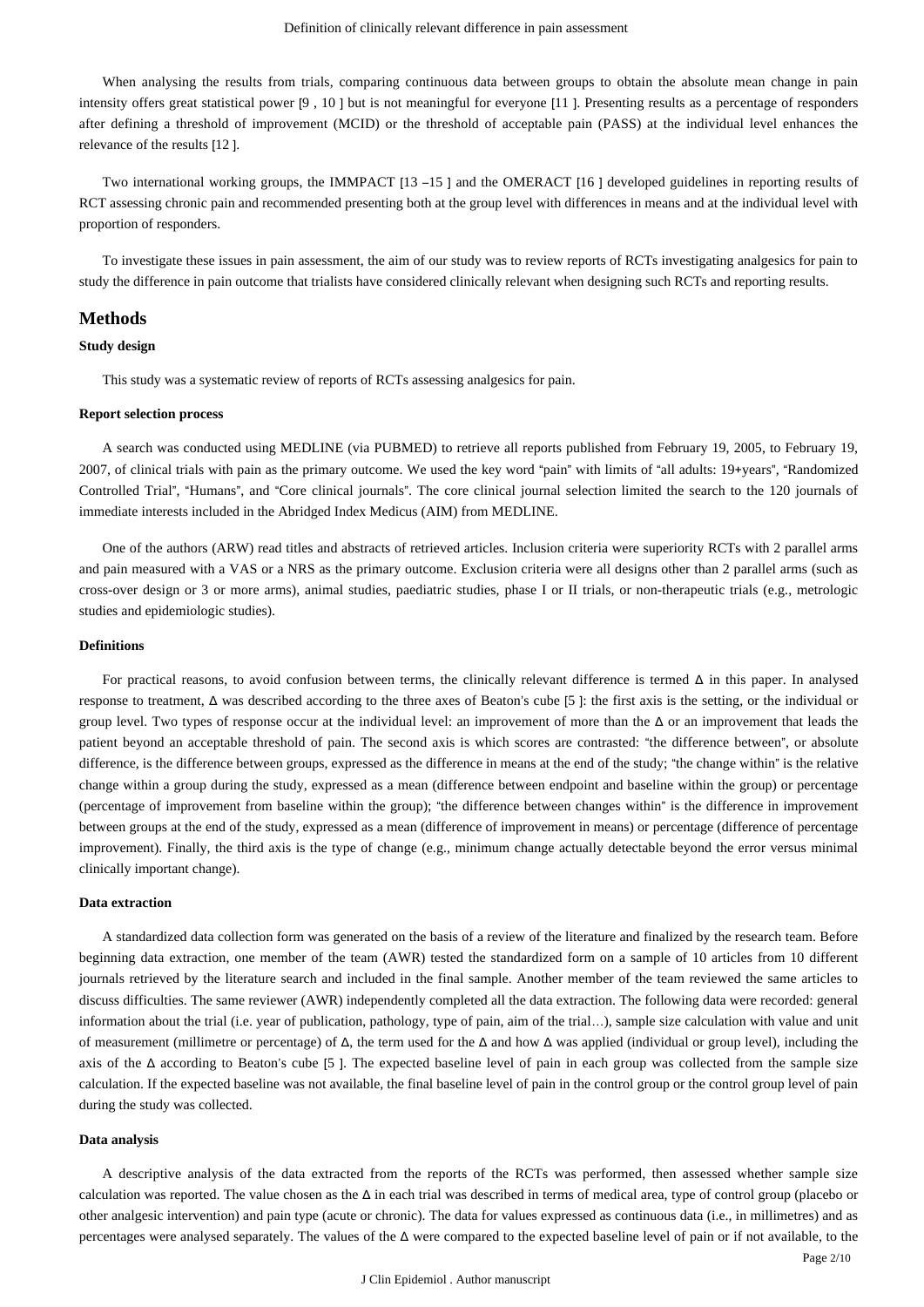When analysing the results from trials, comparing continuous data between groups to obtain the absolute mean change in pain intensity offers great statistical power [9, 10] but is not meaningful for everyone [11]. Presenting results as a percentage of responders after defining a threshold of improvement (MCID) or the threshold of acceptable pain (PASS) at the individual level enhances the relevance of the results [12].

Two international working groups, the IMMPACT [13–15] and the OMERACT [16] developed guidelines in reporting results of RCT assessing chronic pain and recommended presenting both at the group level with differences in means and at the individual level with proportion of responders.

To investigate these issues in pain assessment, the aim of our study was to review reports of RCTs investigating analgesics for pain to study the difference in pain outcome that trialists have considered clinically relevant when designing such RCTs and reporting results.

## Methods

### Study design

This study was a systematic review of reports of RCTs assessing analgesics for pain.

### Report selection process

A search was conducted using MEDLINE (via PUBMED) to retrieve all reports published from February 19, 2005, to February 19, 2007, of clinical trials with pain as the primary outcome. We used the key word "pain" with limits of "all adults: 19+years", "Randomized Controlled Trial", "Humans", and "Core clinical journals". The core clinical journal selection limited the search to the 120 journals of immediate interests included in the Abridged Index Medicus (AIM) from MEDLINE.

One of the authors (ARW) read titles and abstracts of retrieved articles. Inclusion criteria were superiority RCTs with 2 parallel arms and pain measured with a VAS or a NRS as the primary outcome. Exclusion criteria were all designs other than 2 parallel arms (such as cross-over design or 3 or more arms), animal studies, paediatric studies, phase I or II trials, or non-therapeutic trials (e.g., metrologic studies and epidemiologic studies).

### Definitions

For practical reasons, to avoid confusion between terms, the clinically relevant difference is termed Δ in this paper. In analysed response to treatment, Δ was described according to the three axes of Beaton's cube [5]: the first axis is the setting, or the individual or group level. Two types of response occur at the individual level: an improvement of more than the Δ or an improvement that leads the patient beyond an acceptable threshold of pain. The second axis is which scores are contrasted: "the difference between", or absolute difference, is the difference between groups, expressed as the difference in means at the end of the study; "the change within" is the relative change within a group during the study, expressed as a mean (difference between endpoint and baseline within the group) or percentage (percentage of improvement from baseline within the group); "the difference between changes within" is the difference in improvement between groups at the end of the study, expressed as a mean (difference of improvement in means) or percentage (difference of percentage improvement). Finally, the third axis is the type of change (e.g., minimum change actually detectable beyond the error versus minimal clinically important change).

### Data extraction

A standardized data collection form was generated on the basis of a review of the literature and finalized by the research team. Before beginning data extraction, one member of the team (AWR) tested the standardized form on a sample of 10 articles from 10 different journals retrieved by the literature search and included in the final sample. Another member of the team reviewed the same articles to discuss difficulties. The same reviewer (AWR) independently completed all the data extraction. The following data were recorded: general information about the trial (i.e. year of publication, pathology, type of pain, aim of the trial...), sample size calculation with value and unit of measurement (millimetre or percentage) of Δ, the term used for the Δ and how Δ was applied (individual or group level), including the axis of the Δ according to Beaton's cube [5]. The expected baseline level of pain in each group was collected from the sample size calculation. If the expected baseline was not available, the final baseline level of pain in the control group or the control group level of pain during the study was collected.

### Data analysis

A descriptive analysis of the data extracted from the reports of the RCTs was performed, then assessed whether sample size calculation was reported. The value chosen as the Δ in each trial was described in terms of medical area, type of control group (placebo or other analgesic intervention) and pain type (acute or chronic). The data for values expressed as continuous data (i.e., in millimetres) and as percentages were analysed separately. The values of the Δ were compared to the expected baseline level of pain or if not available, to the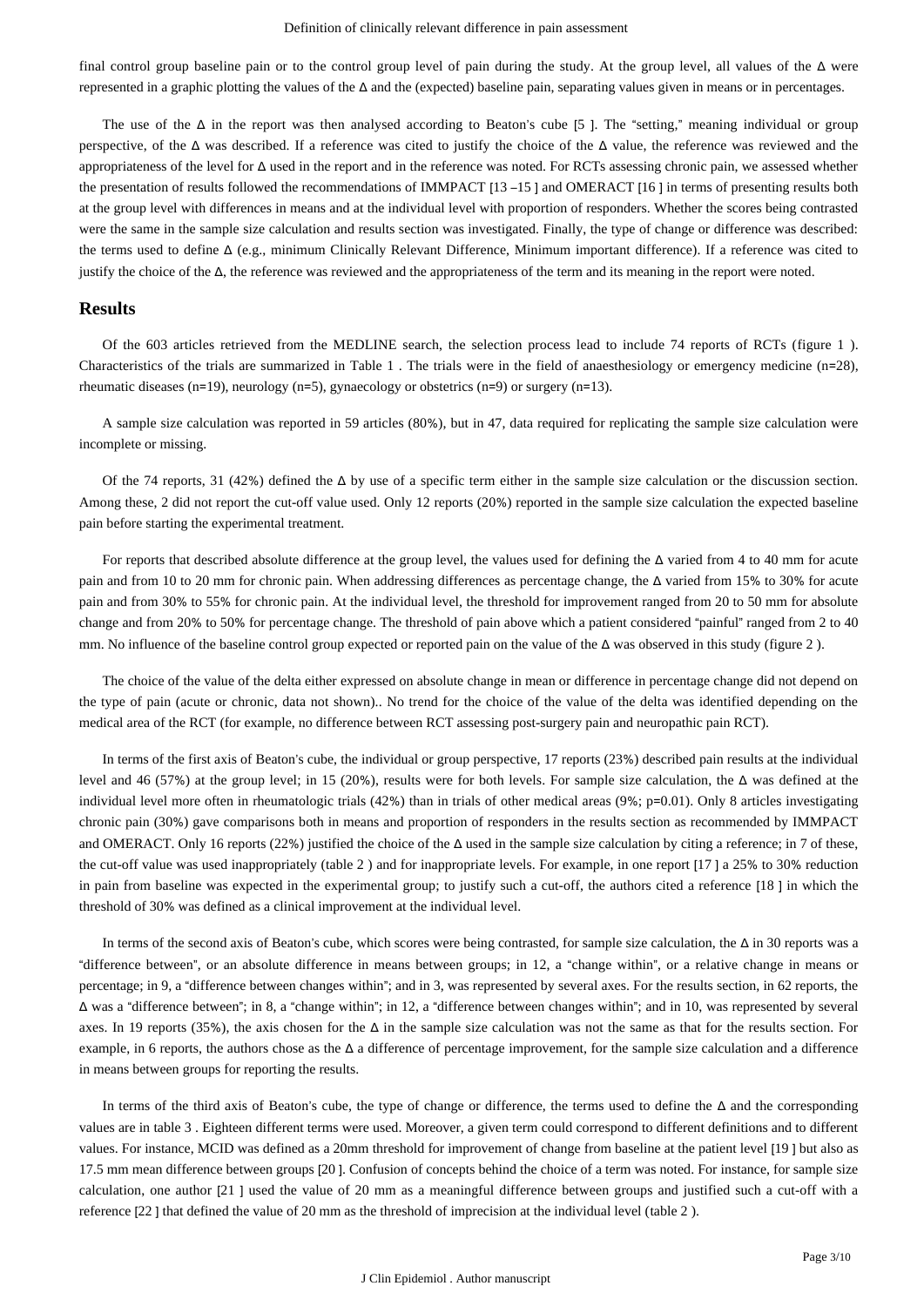final control group baseline pain or to the control group level of pain during the study. At the group level, all values of the Δ were represented in a graphic plotting the values of the Δ and the (expected) baseline pain, separating values given in means or in percentages.

The use of the Δ in the report was then analysed according to Beaton's cube [5 ]. The "setting," meaning individual or group perspective, of the Δ was described. If a reference was cited to justify the choice of the Δ value, the reference was reviewed and the appropriateness of the level for Δ used in the report and in the reference was noted. For RCTs assessing chronic pain, we assessed whether the presentation of results followed the recommendations of IMMPACT [13 –15 ] and OMERACT [16 ] in terms of presenting results both at the group level with differences in means and at the individual level with proportion of responders. Whether the scores being contrasted were the same in the sample size calculation and results section was investigated. Finally, the type of change or difference was described: the terms used to define Δ (e.g., minimum Clinically Relevant Difference, Minimum important difference). If a reference was cited to justify the choice of the Δ, the reference was reviewed and the appropriateness of the term and its meaning in the report were noted.

## Results

Of the 603 articles retrieved from the MEDLINE search, the selection process lead to include 74 reports of RCTs (figure 1 ). Characteristics of the trials are summarized in Table 1 . The trials were in the field of anaesthesiology or emergency medicine (n=28), rheumatic diseases (n=19), neurology (n=5), gynaecology or obstetrics (n=9) or surgery (n=13).

A sample size calculation was reported in 59 articles (80%), but in 47, data required for replicating the sample size calculation were incomplete or missing.

Of the 74 reports, 31 (42%) defined the Δ by use of a specific term either in the sample size calculation or the discussion section. Among these, 2 did not report the cut-off value used. Only 12 reports (20%) reported in the sample size calculation the expected baseline pain before starting the experimental treatment.

For reports that described absolute difference at the group level, the values used for defining the Δ varied from 4 to 40 mm for acute pain and from 10 to 20 mm for chronic pain. When addressing differences as percentage change, the Δ varied from 15% to 30% for acute pain and from 30% to 55% for chronic pain. At the individual level, the threshold for improvement ranged from 20 to 50 mm for absolute change and from 20% to 50% for percentage change. The threshold of pain above which a patient considered "painful" ranged from 2 to 40 mm. No influence of the baseline control group expected or reported pain on the value of the Δ was observed in this study (figure 2 ).

The choice of the value of the delta either expressed on absolute change in mean or difference in percentage change did not depend on the type of pain (acute or chronic, data not shown).. No trend for the choice of the value of the delta was identified depending on the medical area of the RCT (for example, no difference between RCT assessing post-surgery pain and neuropathic pain RCT).

In terms of the first axis of Beaton's cube, the individual or group perspective, 17 reports (23%) described pain results at the individual level and 46 (57%) at the group level; in 15 (20%), results were for both levels. For sample size calculation, the Δ was defined at the individual level more often in rheumatologic trials (42%) than in trials of other medical areas (9%; p=0.01). Only 8 articles investigating chronic pain (30%) gave comparisons both in means and proportion of responders in the results section as recommended by IMMPACT and OMERACT. Only 16 reports (22%) justified the choice of the Δ used in the sample size calculation by citing a reference; in 7 of these, the cut-off value was used inappropriately (table 2 ) and for inappropriate levels. For example, in one report [17 ] a 25% to 30% reduction in pain from baseline was expected in the experimental group; to justify such a cut-off, the authors cited a reference [18 ] in which the threshold of 30% was defined as a clinical improvement at the individual level.

In terms of the second axis of Beaton's cube, which scores were being contrasted, for sample size calculation, the Δ in 30 reports was a "difference between", or an absolute difference in means between groups; in 12, a "change within", or a relative change in means or percentage; in 9, a "difference between changes within"; and in 3, was represented by several axes. For the results section, in 62 reports, the Δ was a "difference between"; in 8, a "change within"; in 12, a "difference between changes within"; and in 10, was represented by several axes. In 19 reports (35%), the axis chosen for the Δ in the sample size calculation was not the same as that for the results section. For example, in 6 reports, the authors chose as the Δ a difference of percentage improvement, for the sample size calculation and a difference in means between groups for reporting the results.

In terms of the third axis of Beaton's cube, the type of change or difference, the terms used to define the Δ and the corresponding values are in table 3 . Eighteen different terms were used. Moreover, a given term could correspond to different definitions and to different values. For instance, MCID was defined as a 20mm threshold for improvement of change from baseline at the patient level [19 ] but also as 17.5 mm mean difference between groups [20 ]. Confusion of concepts behind the choice of a term was noted. For instance, for sample size calculation, one author [21 ] used the value of 20 mm as a meaningful difference between groups and justified such a cut-off with a reference [22 ] that defined the value of 20 mm as the threshold of imprecision at the individual level (table 2 ).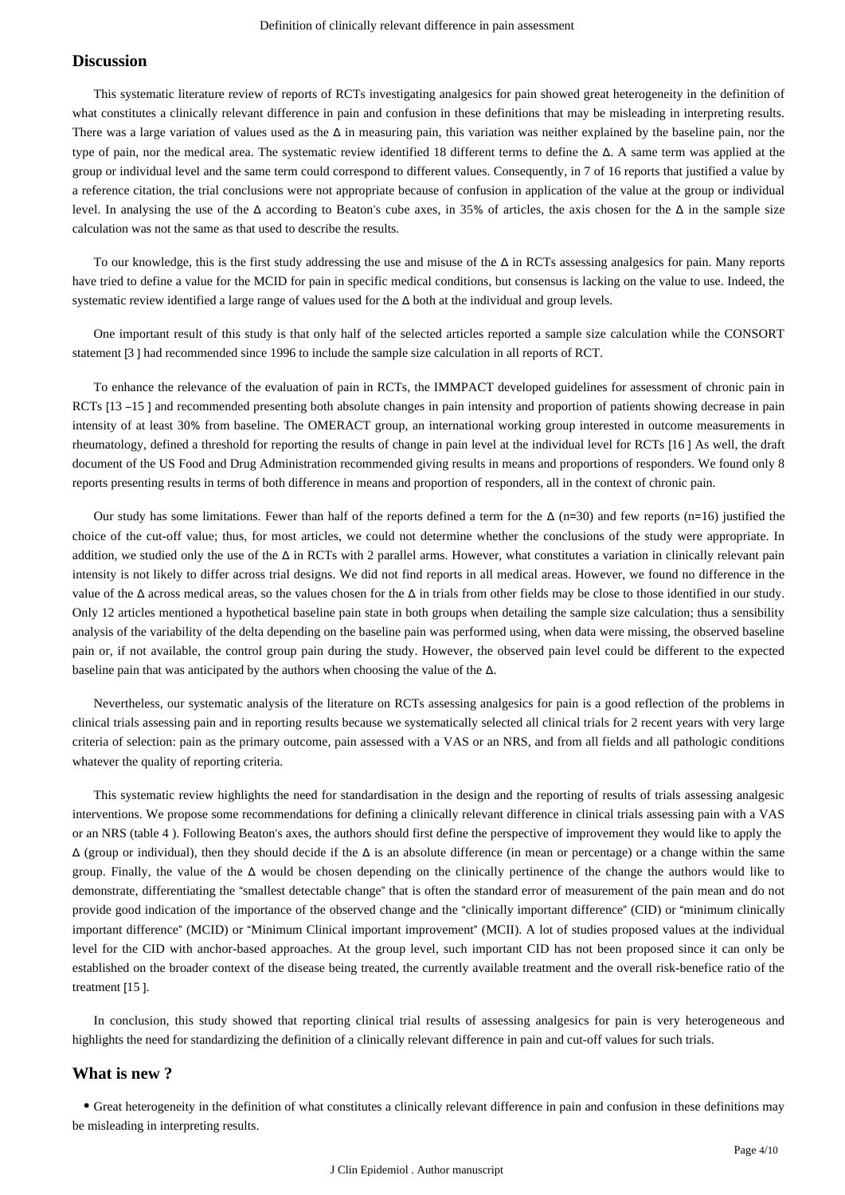## Discussion

This systematic literature review of reports of RCTs investigating analgesics for pain showed great heterogeneity in the definition of what constitutes a clinically relevant difference in pain and confusion in these definitions that may be misleading in interpreting results. There was a large variation of values used as the Δ in measuring pain, this variation was neither explained by the baseline pain, nor the type of pain, nor the medical area. The systematic review identified 18 different terms to define the Δ. A same term was applied at the group or individual level and the same term could correspond to different values. Consequently, in 7 of 16 reports that justified a value by a reference citation, the trial conclusions were not appropriate because of confusion in application of the value at the group or individual level. In analysing the use of the Δ according to Beaton's cube axes, in 35% of articles, the axis chosen for the Δ in the sample size calculation was not the same as that used to describe the results.

To our knowledge, this is the first study addressing the use and misuse of the Δ in RCTs assessing analgesics for pain. Many reports have tried to define a value for the MCID for pain in specific medical conditions, but consensus is lacking on the value to use. Indeed, the systematic review identified a large range of values used for the Δ both at the individual and group levels.

One important result of this study is that only half of the selected articles reported a sample size calculation while the CONSORT statement [3 ] had recommended since 1996 to include the sample size calculation in all reports of RCT.

To enhance the relevance of the evaluation of pain in RCTs, the IMMPACT developed guidelines for assessment of chronic pain in RCTs [13 –15 ] and recommended presenting both absolute changes in pain intensity and proportion of patients showing decrease in pain intensity of at least 30% from baseline. The OMERACT group, an international working group interested in outcome measurements in rheumatology, defined a threshold for reporting the results of change in pain level at the individual level for RCTs [16 ] As well, the draft document of the US Food and Drug Administration recommended giving results in means and proportions of responders. We found only 8 reports presenting results in terms of both difference in means and proportion of responders, all in the context of chronic pain.

Our study has some limitations. Fewer than half of the reports defined a term for the Δ (n=30) and few reports (n=16) justified the choice of the cut-off value; thus, for most articles, we could not determine whether the conclusions of the study were appropriate. In addition, we studied only the use of the Δ in RCTs with 2 parallel arms. However, what constitutes a variation in clinically relevant pain intensity is not likely to differ across trial designs. We did not find reports in all medical areas. However, we found no difference in the value of the Δ across medical areas, so the values chosen for the Δ in trials from other fields may be close to those identified in our study. Only 12 articles mentioned a hypothetical baseline pain state in both groups when detailing the sample size calculation; thus a sensibility analysis of the variability of the delta depending on the baseline pain was performed using, when data were missing, the observed baseline pain or, if not available, the control group pain during the study. However, the observed pain level could be different to the expected baseline pain that was anticipated by the authors when choosing the value of the Δ.

Nevertheless, our systematic analysis of the literature on RCTs assessing analgesics for pain is a good reflection of the problems in clinical trials assessing pain and in reporting results because we systematically selected all clinical trials for 2 recent years with very large criteria of selection: pain as the primary outcome, pain assessed with a VAS or an NRS, and from all fields and all pathologic conditions whatever the quality of reporting criteria.

This systematic review highlights the need for standardisation in the design and the reporting of results of trials assessing analgesic interventions. We propose some recommendations for defining a clinically relevant difference in clinical trials assessing pain with a VAS or an NRS (table 4 ). Following Beaton's axes, the authors should first define the perspective of improvement they would like to apply the Δ (group or individual), then they should decide if the Δ is an absolute difference (in mean or percentage) or a change within the same group. Finally, the value of the Δ would be chosen depending on the clinically pertinence of the change the authors would like to demonstrate, differentiating the "smallest detectable change" that is often the standard error of measurement of the pain mean and do not provide good indication of the importance of the observed change and the "clinically important difference" (CID) or "minimum clinically important difference" (MCID) or "Minimum Clinical important improvement" (MCII). A lot of studies proposed values at the individual level for the CID with anchor-based approaches. At the group level, such important CID has not been proposed since it can only be established on the broader context of the disease being treated, the currently available treatment and the overall risk-benefice ratio of the treatment [15 ].

In conclusion, this study showed that reporting clinical trial results of assessing analgesics for pain is very heterogeneous and highlights the need for standardizing the definition of a clinically relevant difference in pain and cut-off values for such trials.

## What is new ?

- Great heterogeneity in the definition of what constitutes a clinically relevant difference in pain and confusion in these definitions may be misleading in interpreting results.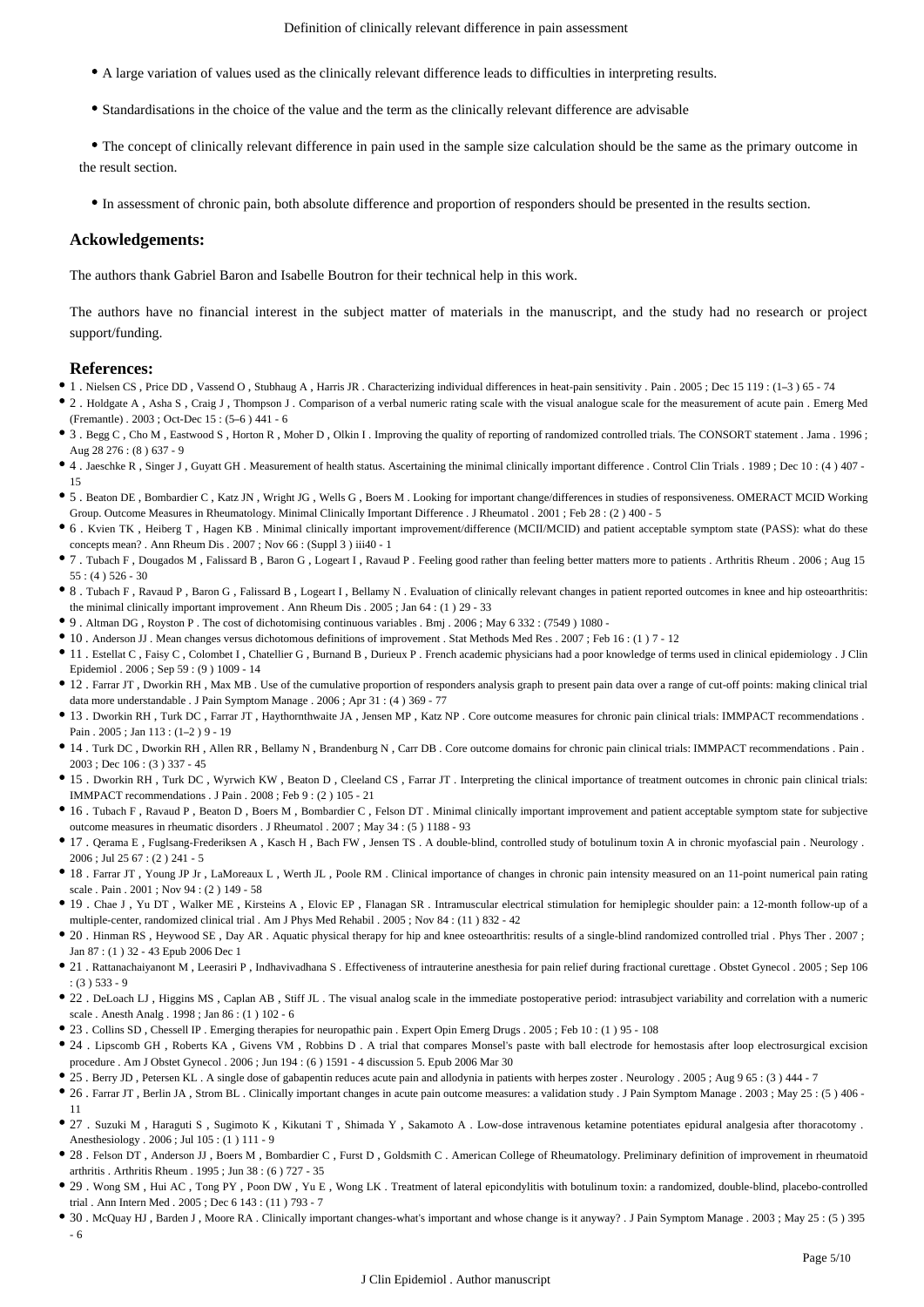- A large variation of values used as the clinically relevant difference leads to difficulties in interpreting results.
- Standardisations in the choice of the value and the term as the clinically relevant difference are advisable
- The concept of clinically relevant difference in pain used in the sample size calculation should be the same as the primary outcome in the result section.
- In assessment of chronic pain, both absolute difference and proportion of responders should be presented in the results section.

## Ackowledgements:

The authors thank Gabriel Baron and Isabelle Boutron for their technical help in this work.

The authors have no financial interest in the subject matter of materials in the manuscript, and the study had no research or project support/funding.

## References:

- 1 . Nielsen CS , Price DD , Vassend O , Stubhaug A , Harris JR . Characterizing individual differences in heat-pain sensitivity . Pain . 2005 ; Dec 15 119 : (1–3 ) 65 - 74
- 2 . Holdgate A , Asha S , Craig J , Thompson J . Comparison of a verbal numeric rating scale with the visual analogue scale for the measurement of acute pain . Emerg Med (Fremantle) . 2003 ; Oct-Dec 15 : (5–6 ) 441 - 6
- 3 . Begg C , Cho M , Eastwood S , Horton R , Moher D , Olkin I . Improving the quality of reporting of randomized controlled trials. The CONSORT statement . Jama . 1996 ; Aug 28 276 : (8 ) 637 - 9
- 4 . Jaeschke R , Singer J , Guyatt GH . Measurement of health status. Ascertaining the minimal clinically important difference . Control Clin Trials . 1989 ; Dec 10 : (4 ) 407 - 15
- 5 . Beaton DE , Bombardier C , Katz JN , Wright JG , Wells G , Boers M . Looking for important change/differences in studies of responsiveness. OMERACT MCID Working Group. Outcome Measures in Rheumatology. Minimal Clinically Important Difference . J Rheumatol . 2001 ; Feb 28 : (2 ) 400 - 5
- 6 . Kvien TK , Heiberg T , Hagen KB . Minimal clinically important improvement/difference (MCII/MCID) and patient acceptable symptom state (PASS): what do these concepts mean? . Ann Rheum Dis . 2007 ; Nov 66 : (Suppl 3 ) iii40 - 1
- 7 . Tubach F , Dougados M , Falissard B , Baron G , Logeart I , Ravaud P . Feeling good rather than feeling better matters more to patients . Arthritis Rheum . 2006 ; Aug 15 55 : (4 ) 526 - 30
- 8 . Tubach F , Ravaud P , Baron G , Falissard B , Logeart I , Bellamy N . Evaluation of clinically relevant changes in patient reported outcomes in knee and hip osteoarthritis: the minimal clinically important improvement . Ann Rheum Dis . 2005 ; Jan 64 : (1 ) 29 - 33
- 9 . Altman DG , Royston P . The cost of dichotomising continuous variables . Bmj . 2006 ; May 6 332 : (7549 ) 1080 -
- 10 . Anderson JJ . Mean changes versus dichotomous definitions of improvement . Stat Methods Med Res . 2007 ; Feb 16 : (1 ) 7 - 12
- 11 . Estellat C , Faisy C , Colombet I , Chatellier G , Burnand B , Durieux P . French academic physicians had a poor knowledge of terms used in clinical epidemiology . J Clin Epidemiol . 2006 ; Sep 59 : (9 ) 1009 - 14
- 12 . Farrar JT , Dworkin RH , Max MB . Use of the cumulative proportion of responders analysis graph to present pain data over a range of cut-off points: making clinical trial data more understandable . J Pain Symptom Manage . 2006 ; Apr 31 : (4 ) 369 - 77
- 13 . Dworkin RH , Turk DC , Farrar JT , Haythornthwaite JA , Jensen MP , Katz NP . Core outcome measures for chronic pain clinical trials: IMMPACT recommendations . Pain . 2005 ; Jan 113 : (1–2 ) 9 - 19
- 14 . Turk DC , Dworkin RH , Allen RR , Bellamy N , Brandenburg N , Carr DB . Core outcome domains for chronic pain clinical trials: IMMPACT recommendations . Pain . 2003 ; Dec 106 : (3 ) 337 - 45
- 15 . Dworkin RH , Turk DC , Wyrwich KW , Beaton D , Cleeland CS , Farrar JT . Interpreting the clinical importance of treatment outcomes in chronic pain clinical trials: IMMPACT recommendations . J Pain . 2008 ; Feb 9 : (2 ) 105 - 21
- 16 . Tubach F , Ravaud P , Beaton D , Boers M , Bombardier C , Felson DT . Minimal clinically important improvement and patient acceptable symptom state for subjective outcome measures in rheumatic disorders . J Rheumatol . 2007 ; May 34 : (5 ) 1188 - 93
- 17 . Qerama E , Fuglsang-Frederiksen A , Kasch H , Bach FW , Jensen TS . A double-blind, controlled study of botulinum toxin A in chronic myofascial pain . Neurology . 2006 ; Jul 25 67 : (2 ) 241 - 5
- 18 . Farrar JT , Young JP Jr , LaMoreaux L , Werth JL , Poole RM . Clinical importance of changes in chronic pain intensity measured on an 11-point numerical pain rating scale . Pain . 2001 ; Nov 94 : (2 ) 149 - 58
- 19 . Chae J , Yu DT , Walker ME , Kirsteins A , Elovic EP , Flanagan SR . Intramuscular electrical stimulation for hemiplegic shoulder pain: a 12-month follow-up of a multiple-center, randomized clinical trial . Am J Phys Med Rehabil . 2005 ; Nov 84 : (11 ) 832 - 42
- 20 . Hinman RS , Heywood SE , Day AR . Aquatic physical therapy for hip and knee osteoarthritis: results of a single-blind randomized controlled trial . Phys Ther . 2007 ; Jan 87 : (1 ) 32 - 43 Epub 2006 Dec 1
- 21 . Rattanachaiyanont M , Leerasiri P , Indhavivadhana S . Effectiveness of intrauterine anesthesia for pain relief during fractional curettage . Obstet Gynecol . 2005 ; Sep 106 : (3 ) 533 - 9
- 22 . DeLoach LJ , Higgins MS , Caplan AB , Stiff JL . The visual analog scale in the immediate postoperative period: intrasubject variability and correlation with a numeric scale . Anesth Analg . 1998 ; Jan 86 : (1 ) 102 - 6
- 23 . Collins SD , Chessell IP . Emerging therapies for neuropathic pain . Expert Opin Emerg Drugs . 2005 ; Feb 10 : (1 ) 95 - 108
- 24 . Lipscomb GH , Roberts KA , Givens VM , Robbins D . A trial that compares Monsel's paste with ball electrode for hemostasis after loop electrosurgical excision procedure . Am J Obstet Gynecol . 2006 ; Jun 194 : (6 ) 1591 - 4 discussion 5. Epub 2006 Mar 30
- 25 . Berry JD , Petersen KL . A single dose of gabapentin reduces acute pain and allodynia in patients with herpes zoster . Neurology . 2005 ; Aug 9 65 : (3 ) 444 - 7
- 26 . Farrar JT , Berlin JA , Strom BL . Clinically important changes in acute pain outcome measures: a validation study . J Pain Symptom Manage . 2003 ; May 25 : (5 ) 406 - 11
- 27 . Suzuki M , Haraguti S , Sugimoto K , Kikutani T , Shimada Y , Sakamoto A . Low-dose intravenous ketamine potentiates epidural analgesia after thoracotomy . Anesthesiology . 2006 ; Jul 105 : (1 ) 111 - 9
- 28 . Felson DT , Anderson JJ , Boers M , Bombardier C , Furst D , Goldsmith C . American College of Rheumatology. Preliminary definition of improvement in rheumatoid arthritis . Arthritis Rheum . 1995 ; Jun 38 : (6 ) 727 - 35
- 29 . Wong SM , Hui AC , Tong PY , Poon DW , Yu E , Wong LK . Treatment of lateral epicondylitis with botulinum toxin: a randomized, double-blind, placebo-controlled trial . Ann Intern Med . 2005 ; Dec 6 143 : (11 ) 793 - 7
- 30 . McQuay HJ , Barden J , Moore RA . Clinically important changes-what's important and whose change is it anyway? . J Pain Symptom Manage . 2003 ; May 25 : (5 ) 395 - 6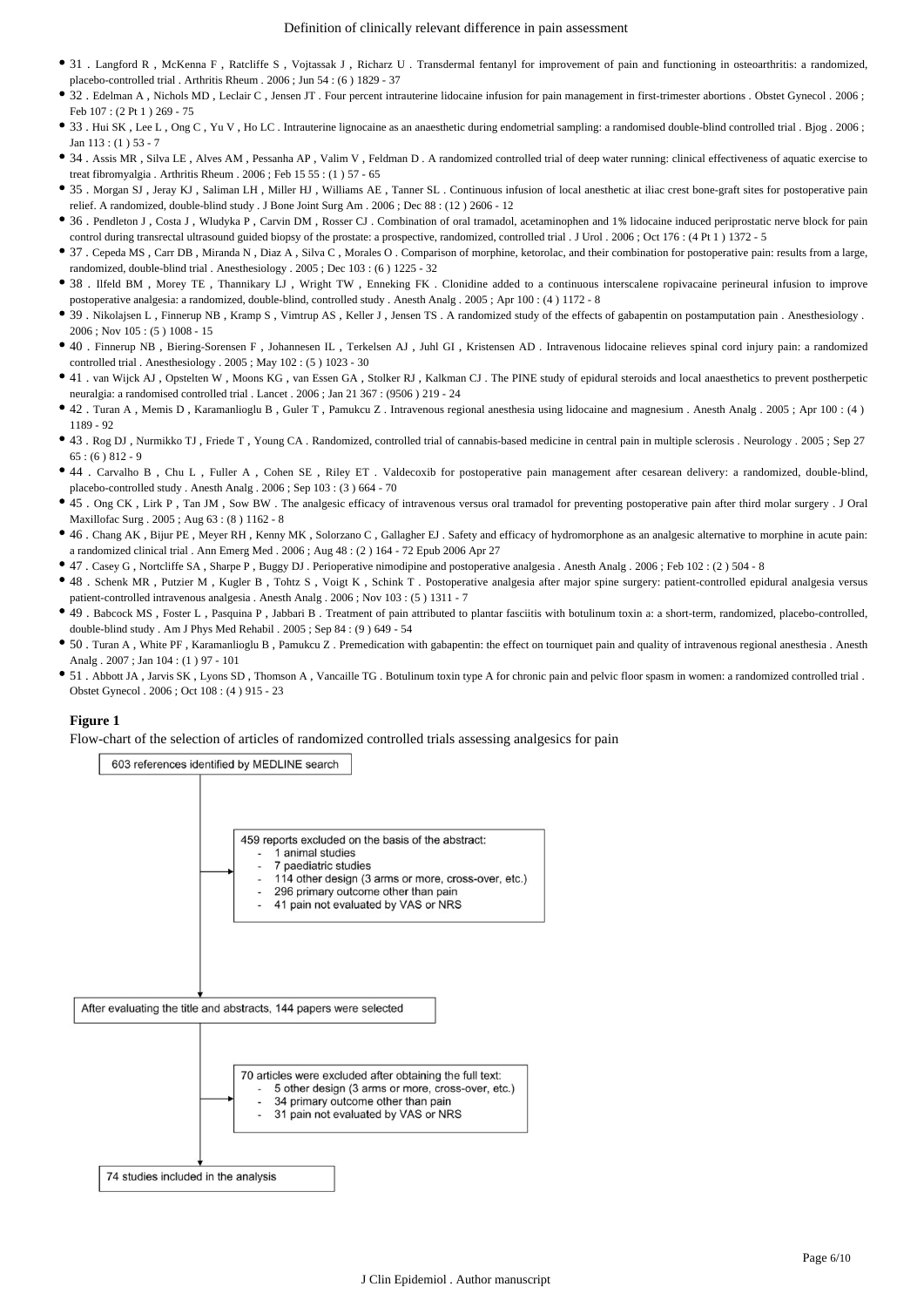- 31 . Langford R , McKenna F , Ratcliffe S , Vojtassak J , Richarz U . Transdermal fentanyl for improvement of pain and functioning in osteoarthritis: a randomized, placebo-controlled trial . Arthritis Rheum . 2006 ; Jun 54 : (6 ) 1829 - 37
- 32 . Edelman A , Nichols MD , Leclair C , Jensen JT . Four percent intrauterine lidocaine infusion for pain management in first-trimester abortions . Obstet Gynecol . 2006 ; Feb 107 : (2 Pt 1 ) 269 - 75
- 33 . Hui SK , Lee L , Ong C , Yu V , Ho LC . Intrauterine lignocaine as an anaesthetic during endometrial sampling: a randomised double-blind controlled trial . Bjog . 2006 ; Jan 113 : (1 ) 53 - 7
- 34 . Assis MR , Silva LE , Alves AM , Pessanha AP , Valim V , Feldman D . A randomized controlled trial of deep water running: clinical effectiveness of aquatic exercise to treat fibromyalgia . Arthritis Rheum . 2006 ; Feb 15 55 : (1 ) 57 - 65
- 35 . Morgan SJ , Jeray KJ , Saliman LH , Miller HJ , Williams AE , Tanner SL . Continuous infusion of local anesthetic at iliac crest bone-graft sites for postoperative pain relief. A randomized, double-blind study . J Bone Joint Surg Am . 2006 ; Dec 88 : (12 ) 2606 - 12
- 36 . Pendleton J , Costa J , Wludyka P , Carvin DM , Rosser CJ . Combination of oral tramadol, acetaminophen and 1% lidocaine induced periprostatic nerve block for pain control during transrectal ultrasound guided biopsy of the prostate: a prospective, randomized, controlled trial . J Urol . 2006 ; Oct 176 : (4 Pt 1 ) 1372 - 5
- 37 . Cepeda MS , Carr DB , Miranda N , Diaz A , Silva C , Morales O . Comparison of morphine, ketorolac, and their combination for postoperative pain: results from a large, randomized, double-blind trial . Anesthesiology . 2005 ; Dec 103 : (6 ) 1225 - 32
- 38 . Ilfeld BM , Morey TE , Thannikary LJ , Wright TW , Enneking FK . Clonidine added to a continuous interscalene ropivacaine perineural infusion to improve postoperative analgesia: a randomized, double-blind, controlled study . Anesth Analg . 2005 ; Apr 100 : (4 ) 1172 - 8
- 39 . Nikolajsen L , Finnerup NB , Kramp S , Vimtrup AS , Keller J , Jensen TS . A randomized study of the effects of gabapentin on postamputation pain . Anesthesiology . 2006 ; Nov 105 : (5 ) 1008 - 15
- 40 . Finnerup NB , Biering-Sorensen F , Johannesen IL , Terkelsen AJ , Juhl GI , Kristensen AD . Intravenous lidocaine relieves spinal cord injury pain: a randomized controlled trial . Anesthesiology . 2005 ; May 102 : (5 ) 1023 - 30
- 41 . van Wijck AJ , Opstelten W , Moons KG , van Essen GA , Stolker RJ , Kalkman CJ . The PINE study of epidural steroids and local anaesthetics to prevent postherpetic neuralgia: a randomised controlled trial . Lancet . 2006 ; Jan 21 367 : (9506 ) 219 - 24
- 42 . Turan A , Memis D , Karamanlioglu B , Guler T , Pamukcu Z . Intravenous regional anesthesia using lidocaine and magnesium . Anesth Analg . 2005 ; Apr 100 : (4 ) 1189 - 92
- 43 . Rog DJ , Nurmikko TJ , Friede T , Young CA . Randomized, controlled trial of cannabis-based medicine in central pain in multiple sclerosis . Neurology . 2005 ; Sep 27 65 : (6 ) 812 - 9
- 44 . Carvalho B , Chu L , Fuller A , Cohen SE , Riley ET . Valdecoxib for postoperative pain management after cesarean delivery: a randomized, double-blind, placebo-controlled study . Anesth Analg . 2006 ; Sep 103 : (3 ) 664 - 70
- 45 . Ong CK , Lirk P , Tan JM , Sow BW . The analgesic efficacy of intravenous versus oral tramadol for preventing postoperative pain after third molar surgery . J Oral Maxillofac Surg . 2005 ; Aug 63 : (8 ) 1162 - 8
- 46 . Chang AK , Bijur PE , Meyer RH , Kenny MK , Solorzano C , Gallagher EJ . Safety and efficacy of hydromorphone as an analgesic alternative to morphine in acute pain: a randomized clinical trial . Ann Emerg Med . 2006 ; Aug 48 : (2 ) 164 - 72 Epub 2006 Apr 27
- 47 . Casey G , Nortcliffe SA , Sharpe P , Buggy DJ . Perioperative nimodipine and postoperative analgesia . Anesth Analg . 2006 ; Feb 102 : (2 ) 504 - 8
- 48 . Schenk MR , Putzier M , Kugler B , Tohtz S , Voigt K , Schink T . Postoperative analgesia after major spine surgery: patient-controlled epidural analgesia versus patient-controlled intravenous analgesia . Anesth Analg . 2006 ; Nov 103 : (5 ) 1311 - 7
- 49 . Babcock MS , Foster L , Pasquina P , Jabbari B . Treatment of pain attributed to plantar fasciitis with botulinum toxin a: a short-term, randomized, placebo-controlled, double-blind study . Am J Phys Med Rehabil . 2005 ; Sep 84 : (9 ) 649 - 54
- 50 . Turan A , White PF , Karamanlioglu B , Pamukcu Z . Premedication with gabapentin: the effect on tourniquet pain and quality of intravenous regional anesthesia . Anesth Analg . 2007 ; Jan 104 : (1 ) 97 - 101
- 51 . Abbott JA , Jarvis SK , Lyons SD , Thomson A , Vancaille TG . Botulinum toxin type A for chronic pain and pelvic floor spasm in women: a randomized controlled trial . Obstet Gynecol . 2006 ; Oct 108 : (4 ) 915 - 23

**Figure 1**

Flow-chart of the selection of articles of randomized controlled trials assessing analgesics for pain

603 references identified by MEDLINE search

459 reports excluded on the basis of the abstract:
- 1 animal studies
- 7 paediatric studies
- 114 other design (3 arms or more, cross-over, etc.)
- 296 primary outcome other than pain
- 41 pain not evaluated by VAS or NRS

After evaluating the title and abstracts, 144 papers were selected

70 articles were excluded after obtaining the full text:
- 5 other design (3 arms or more, cross-over, etc.)
- 34 primary outcome other than pain
- 31 pain not evaluated by VAS or NRS

74 studies included in the analysis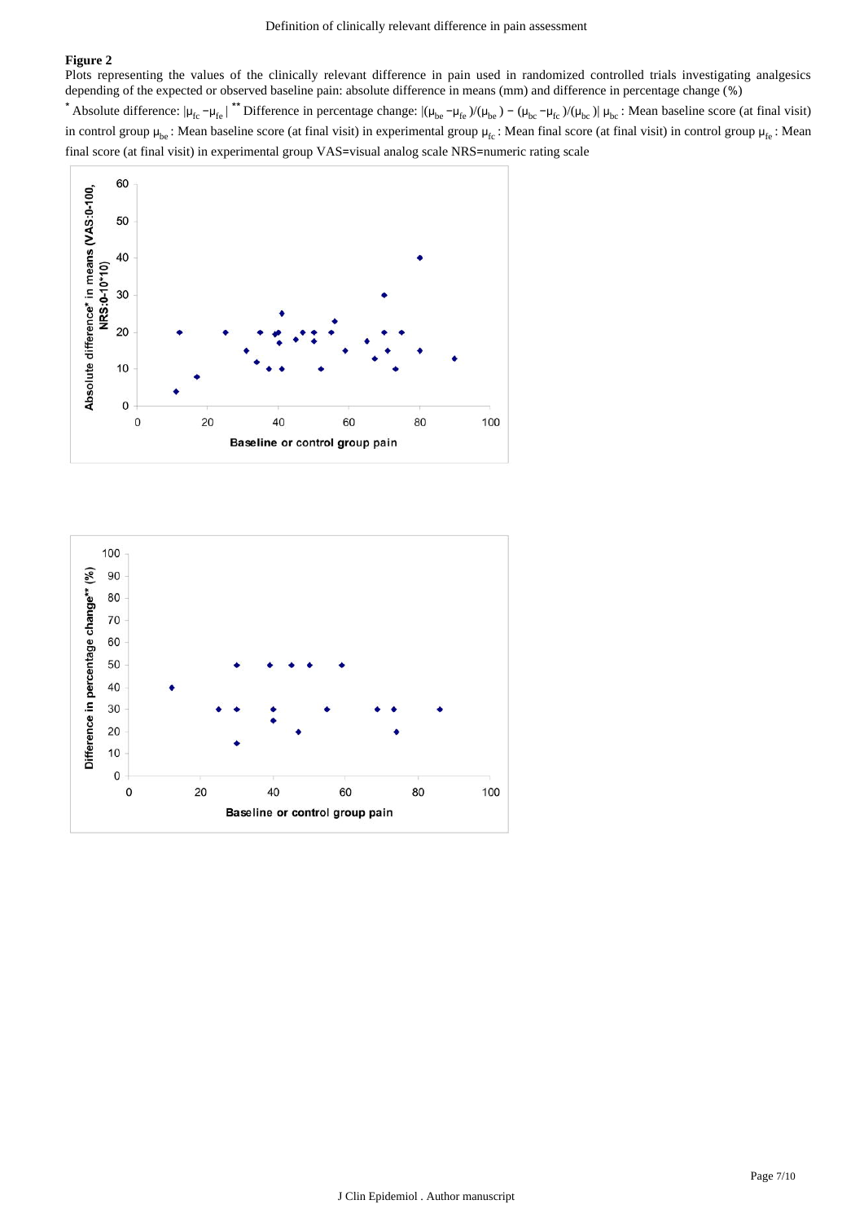## Figure 2

Plots representing the values of the clinically relevant difference in pain used in randomized controlled trials investigating analgesics depending of the expected or observed baseline pain: absolute difference in means (mm) and difference in percentage change (%)

\* Absolute difference: $|\mu_{fc} - \mu_{fe}|$ \*\* Difference in percentage change: $|(\mu_{be} - \mu_{fe})/(\mu_{be}) - (\mu_{bc} - \mu_{fc})/(\mu_{bc})|$ $\mu_{bc}$ : Mean baseline score (at final visit) in control group $\mu_{be}$ : Mean baseline score (at final visit) in experimental group $\mu_{fc}$ : Mean final score (at final visit) in control group $\mu_{fe}$ : Mean final score (at final visit) in experimental group VAS=visual analog scale NRS=numeric rating scale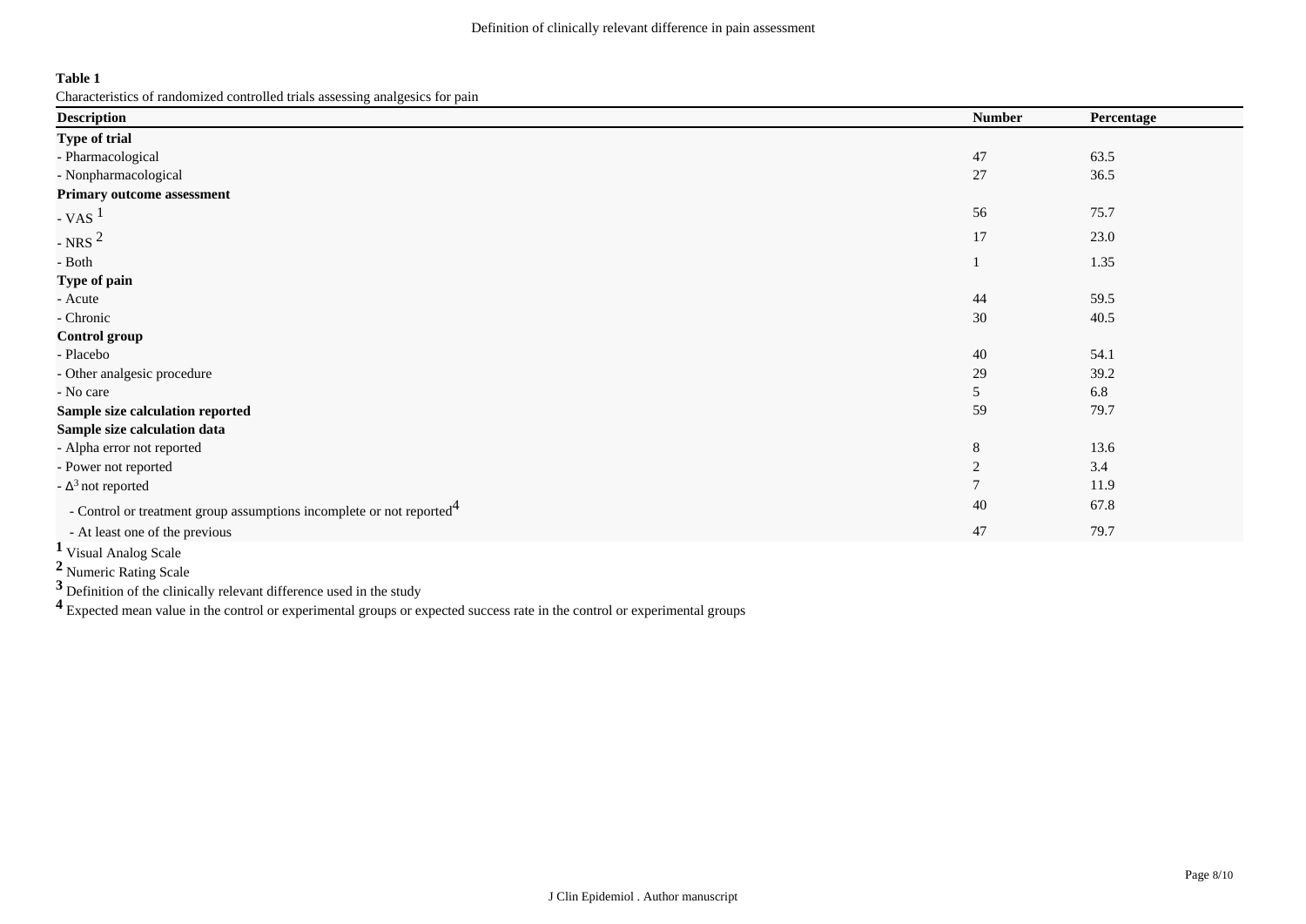**Table 1**

Characteristics of randomized controlled trials assessing analgesics for pain

| Description | Number | Percentage |
|---|---|---|
| **Type of trial** | | |
| - Pharmacological | 47 | 63.5 |
| - Nonpharmacological | 27 | 36.5 |
| **Primary outcome assessment** | | |
| - VAS [1] | 56 | 75.7 |
| - NRS [2] | 17 | 23.0 |
| - Both | 1 | 1.35 |
| **Type of pain** | | |
| - Acute | 44 | 59.5 |
| - Chronic | 30 | 40.5 |
| **Control group** | | |
| - Placebo | 40 | 54.1 |
| - Other analgesic procedure | 29 | 39.2 |
| - No care | 5 | 6.8 |
| **Sample size calculation reported** | 59 | 79.7 |
| **Sample size calculation data** | | |
| - Alpha error not reported | 8 | 13.6 |
| - Power not reported | 2 | 3.4 |
| - $\Delta$[3] not reported | 7 | 11.9 |
| - Control or treatment group assumptions incomplete or not reported[4] | 40 | 67.8 |
| - At least one of the previous | 47 | 79.7 |

[1] Visual Analog Scale

[2] Numeric Rating Scale

[3] Definition of the clinically relevant difference used in the study

[4] Expected mean value in the control or experimental groups or expected success rate in the control or experimental groups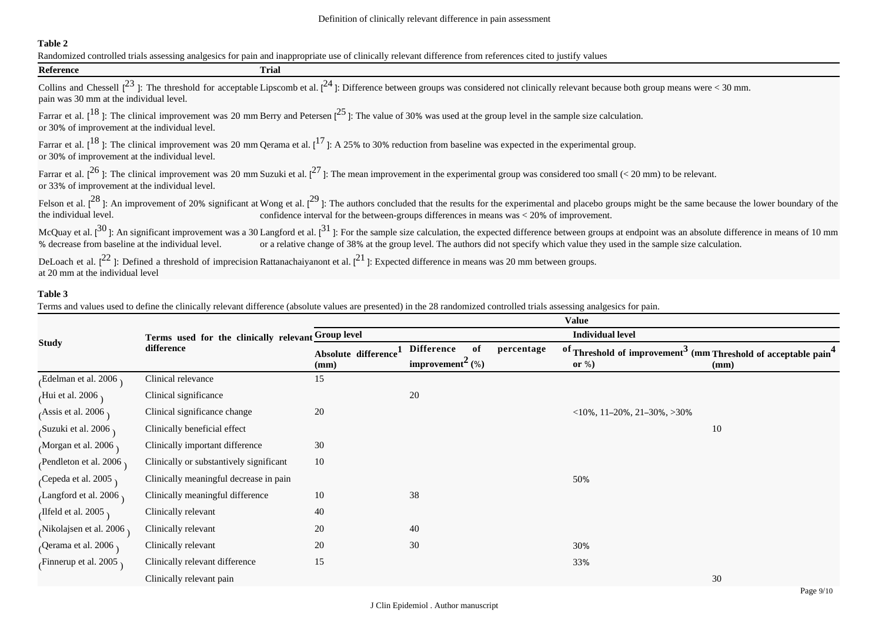**Table 2**

Randomized controlled trials assessing analgesics for pain and inappropriate use of clinically relevant difference from references cited to justify values

| Reference | Trial |
| --- | --- |
| Collins and Chessell [23]: The threshold for acceptable pain was 30 mm at the individual level. | Lipscomb et al. [24]: Difference between groups was considered not clinically relevant because both group means were < 30 mm. |
| Farrar et al. [18]: The clinical improvement was 20 mm or 30% of improvement at the individual level. | Berry and Petersen [25]: The value of 30% was used at the group level in the sample size calculation. |
| Farrar et al. [18]: The clinical improvement was 20 mm or 30% of improvement at the individual level. | Qerama et al. [17]: A 25% to 30% reduction from baseline was expected in the experimental group. |
| Farrar et al. [26]: The clinical improvement was 20 mm or 33% of improvement at the individual level. | Suzuki et al. [27]: The mean improvement in the experimental group was considered too small (< 20 mm) to be relevant. |
| Felson et al. [28]: An improvement of 20% significant at the individual level. | Wong et al. [29]: The authors concluded that the results for the experimental and placebo groups might be the same because the lower boundary of the confidence interval for the between-groups differences in means was < 20% of improvement. |
| McQuay et al. [30]: An significant improvement was a 30 % decrease from baseline at the individual level. | Langford et al. [31]: For the sample size calculation, the expected difference between groups at endpoint was an absolute difference in means of 10 mm or a relative change of 38% at the group level. The authors did not specify which value they used in the sample size calculation. |
| DeLoach et al. [22]: Defined a threshold of imprecision at 20 mm at the individual level | Rattanachaiyanont et al. [21]: Expected difference in means was 20 mm between groups. |

**Table 3**

Terms and values used to define the clinically relevant difference (absolute values are presented) in the 28 randomized controlled trials assessing analgesics for pain.

| Study | Terms used for the clinically relevant difference | Value | | | |
| --- | --- | --- | --- | --- | --- |
| | | Group level | | Individual level | |
| | | Absolute difference[1] (mm) | Difference of percentage improvement[2] (%) | Threshold of improvement[3] (mm or %) | Threshold of acceptable pain[4] (mm) |
| (Edelman et al. 2006) | Clinical relevance | 15 | | | |
| (Hui et al. 2006) | Clinical significance | | 20 | | |
| (Assis et al. 2006) | Clinical significance change | 20 | | <10%, 11–20%, 21–30%, >30% | |
| (Suzuki et al. 2006) | Clinically beneficial effect | | | | 10 |
| (Morgan et al. 2006) | Clinically important difference | 30 | | | |
| (Pendleton et al. 2006) | Clinically or substantively significant | 10 | | | |
| (Cepeda et al. 2005) | Clinically meaningful decrease in pain | | | 50% | |
| (Langford et al. 2006) | Clinically meaningful difference | 10 | 38 | | |
| (Ilfeld et al. 2005) | Clinically relevant | 40 | | | |
| (Nikolajsen et al. 2006) | Clinically relevant | 20 | 40 | | |
| (Qerama et al. 2006) | Clinically relevant | 20 | 30 | 30% | |
| (Finnerup et al. 2005) | Clinically relevant difference | 15 | | 33% | |
| | Clinically relevant pain | | | | 30 |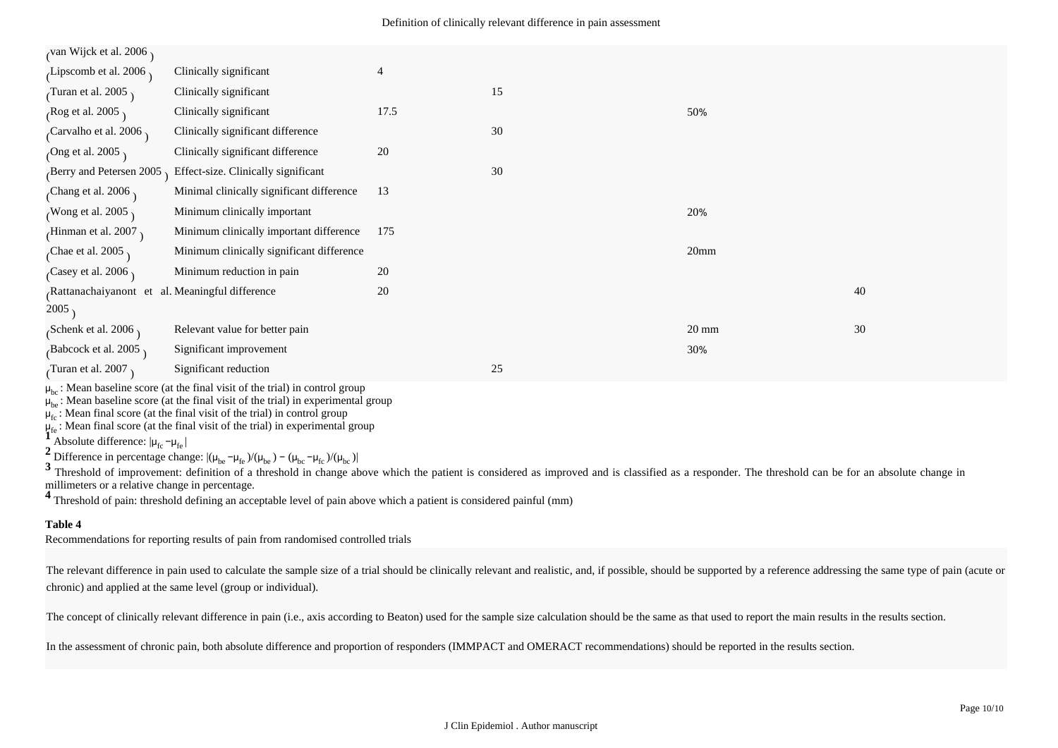| | | | | | |
|---|---|---|---|---|---|
| (van Wijck et al. 2006) | | | | | |
| (Lipscomb et al. 2006) | Clinically significant | 4 | | | |
| (Turan et al. 2005) | Clinically significant | | 15 | | |
| (Rog et al. 2005) | Clinically significant | 17.5 | | 50% | |
| (Carvalho et al. 2006) | Clinically significant difference | | 30 | | |
| (Ong et al. 2005) | Clinically significant difference | 20 | | | |
| (Berry and Petersen 2005) | Effect-size. Clinically significant | | 30 | | |
| (Chang et al. 2006) | Minimal clinically significant difference | 13 | | | |
| (Wong et al. 2005) | Minimum clinically important | | | 20% | |
| (Hinman et al. 2007) | Minimum clinically important difference | 175 | | | |
| (Chae et al. 2005) | Minimum clinically significant difference | | | 20mm | |
| (Casey et al. 2006) | Minimum reduction in pain | 20 | | | |
| (Rattanachaiyanont et al. 2005) | Meaningful difference | 20 | | | 40 |
| (Schenk et al. 2006) | Relevant value for better pain | | | 20 mm | 30 |
| (Babcock et al. 2005) | Significant improvement | | | 30% | |
| (Turan et al. 2007) | Significant reduction | | 25 | | |

$\mu_{bc}$ : Mean baseline score (at the final visit of the trial) in control group

$\mu_{be}$ : Mean baseline score (at the final visit of the trial) in experimental group

$\mu_{fc}$ : Mean final score (at the final visit of the trial) in control group

$\mu_{fe}$ : Mean final score (at the final visit of the trial) in experimental group

[1] Absolute difference: $|\mu_{fc} - \mu_{fe}|$

[2] Difference in percentage change: $|(\mu_{be} - \mu_{fe})/(\mu_{be}) - (\mu_{bc} - \mu_{fc})/(\mu_{bc})|$

[3] Threshold of improvement: definition of a threshold in change above which the patient is considered as improved and is classified as a responder. The threshold can be for an absolute change in millimeters or a relative change in percentage.

[4] Threshold of pain: threshold defining an acceptable level of pain above which a patient is considered painful (mm)

**Table 4**

Recommendations for reporting results of pain from randomised controlled trials

| |
|---|
| The relevant difference in pain used to calculate the sample size of a trial should be clinically relevant and realistic, and, if possible, should be supported by a reference addressing the same type of pain (acute or chronic) and applied at the same level (group or individual). |
| The concept of clinically relevant difference in pain (i.e., axis according to Beaton) used for the sample size calculation should be the same as that used to report the main results in the results section. |
| In the assessment of chronic pain, both absolute difference and proportion of responders (IMMPACT and OMERACT recommendations) should be reported in the results section. |